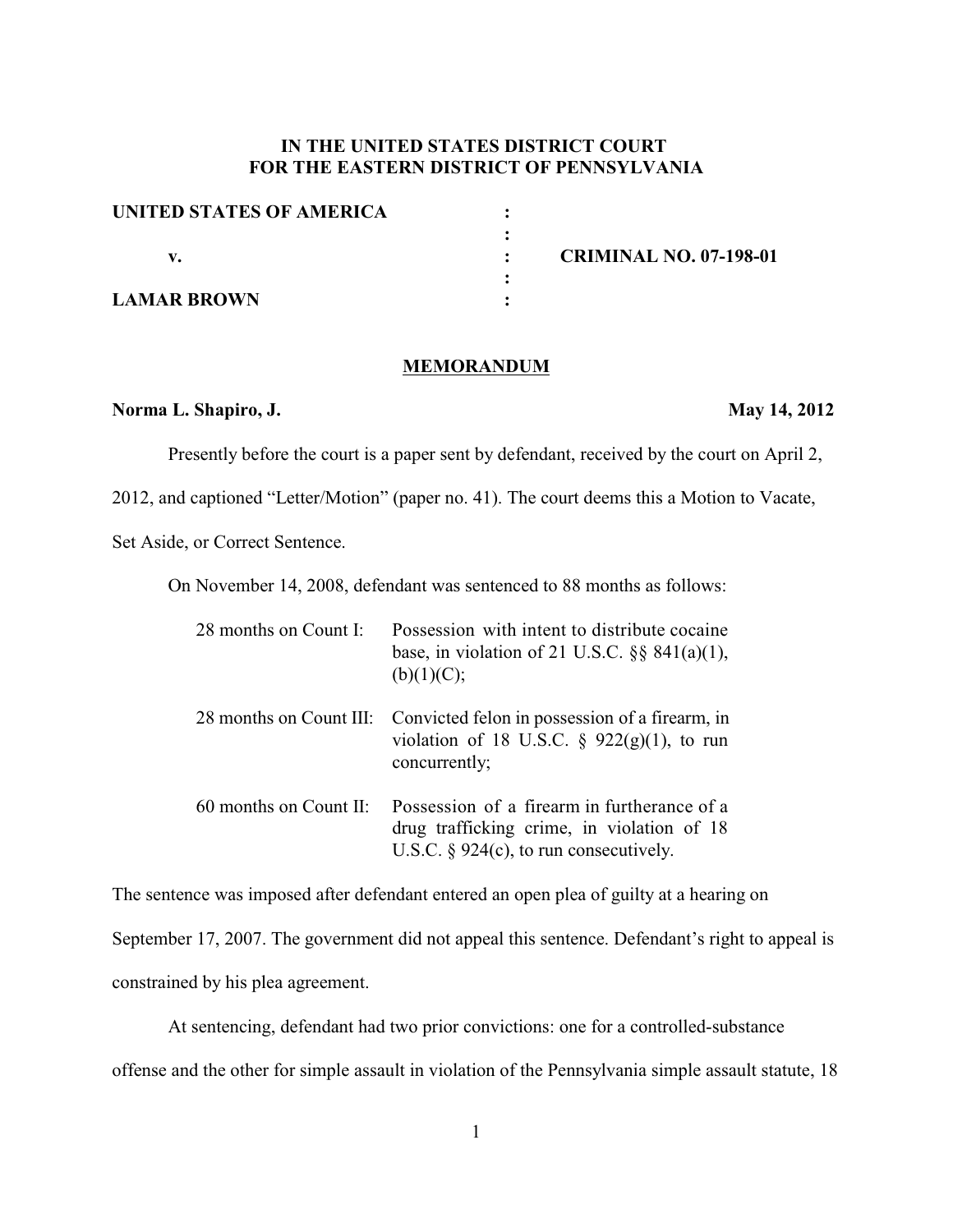**IN THE UNITED STATES DISTRICT COURT**
**FOR THE EASTERN DISTRICT OF PENNSYLVANIA**

| | | |
|---|---|---|
| **UNITED STATES OF AMERICA** | : | |
| | : | |
| **v.** | : | **CRIMINAL NO. 07-198-01** |
| | : | |
| **LAMAR BROWN** | : | |

## MEMORANDUM

**Norma L. Shapiro, J.** **May 14, 2012**

Presently before the court is a paper sent by defendant, received by the court on April 2, 2012, and captioned "Letter/Motion" (paper no. 41). The court deems this a Motion to Vacate, Set Aside, or Correct Sentence.

On November 14, 2008, defendant was sentenced to 88 months as follows:

| | |
|---|---|
| 28 months on Count I: | Possession with intent to distribute cocaine base, in violation of 21 U.S.C. §§ 841(a)(1), (b)(1)(C); |
| 28 months on Count III: | Convicted felon in possession of a firearm, in violation of 18 U.S.C. § 922(g)(1), to run concurrently; |
| 60 months on Count II: | Possession of a firearm in furtherance of a drug trafficking crime, in violation of 18 U.S.C. § 924(c), to run consecutively. |

The sentence was imposed after defendant entered an open plea of guilty at a hearing on September 17, 2007. The government did not appeal this sentence. Defendant's right to appeal is constrained by his plea agreement.

At sentencing, defendant had two prior convictions: one for a controlled-substance offense and the other for simple assault in violation of the Pennsylvania simple assault statute, 18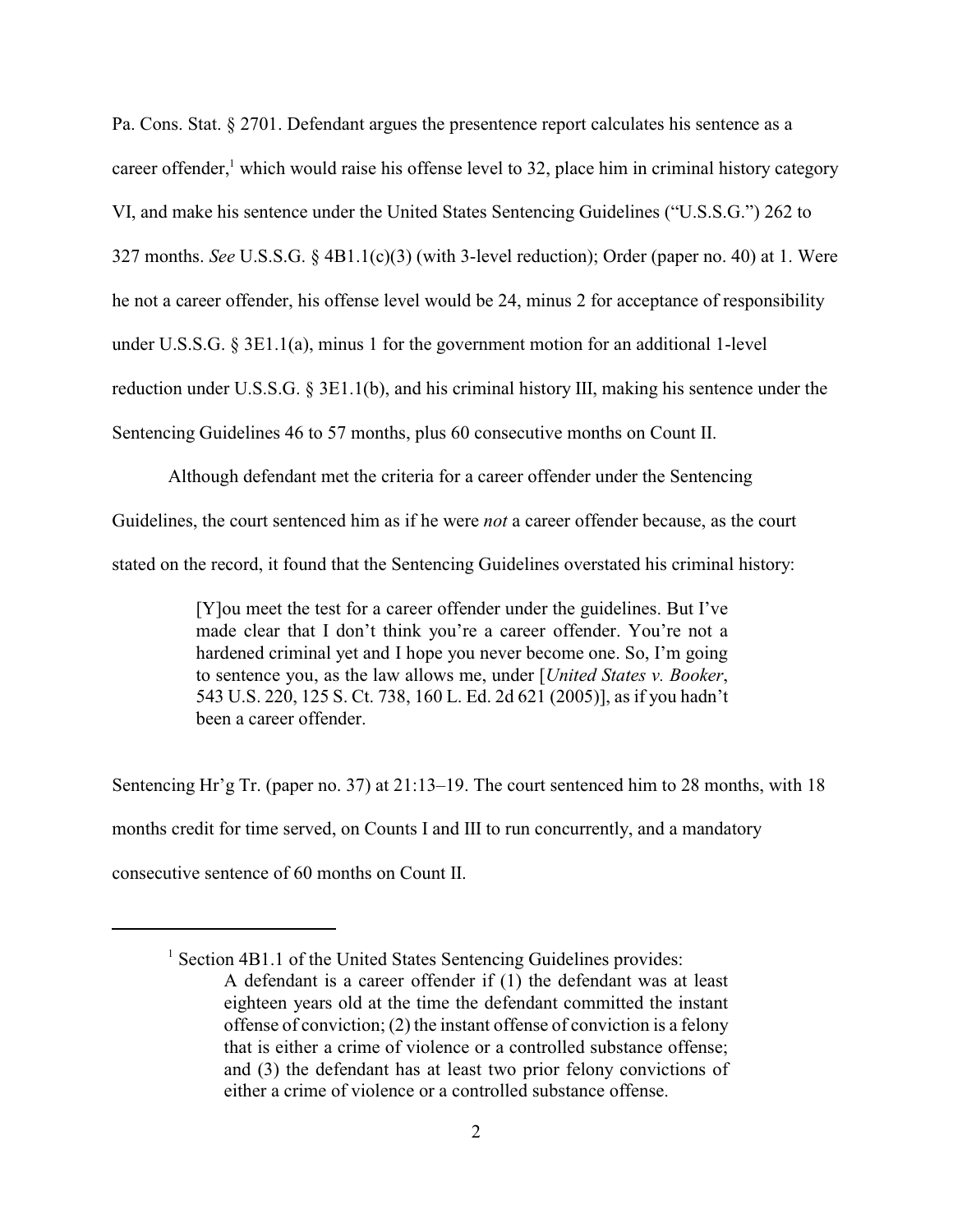Pa. Cons. Stat. § 2701. Defendant argues the presentence report calculates his sentence as a career offender,[1] which would raise his offense level to 32, place him in criminal history category VI, and make his sentence under the United States Sentencing Guidelines ("U.S.S.G.") 262 to 327 months. *See* U.S.S.G. § 4B1.1(c)(3) (with 3-level reduction); Order (paper no. 40) at 1. Were he not a career offender, his offense level would be 24, minus 2 for acceptance of responsibility under U.S.S.G. § 3E1.1(a), minus 1 for the government motion for an additional 1-level reduction under U.S.S.G. § 3E1.1(b), and his criminal history III, making his sentence under the Sentencing Guidelines 46 to 57 months, plus 60 consecutive months on Count II.

Although defendant met the criteria for a career offender under the Sentencing Guidelines, the court sentenced him as if he were *not* a career offender because, as the court stated on the record, it found that the Sentencing Guidelines overstated his criminal history:

> [Y]ou meet the test for a career offender under the guidelines. But I've made clear that I don't think you're a career offender. You're not a hardened criminal yet and I hope you never become one. So, I'm going to sentence you, as the law allows me, under [*United States v. Booker*, 543 U.S. 220, 125 S. Ct. 738, 160 L. Ed. 2d 621 (2005)], as if you hadn't been a career offender.

Sentencing Hr'g Tr. (paper no. 37) at 21:13–19. The court sentenced him to 28 months, with 18 months credit for time served, on Counts I and III to run concurrently, and a mandatory consecutive sentence of 60 months on Count II.

---

[1] Section 4B1.1 of the United States Sentencing Guidelines provides:

> A defendant is a career offender if (1) the defendant was at least eighteen years old at the time the defendant committed the instant offense of conviction; (2) the instant offense of conviction is a felony that is either a crime of violence or a controlled substance offense; and (3) the defendant has at least two prior felony convictions of either a crime of violence or a controlled substance offense.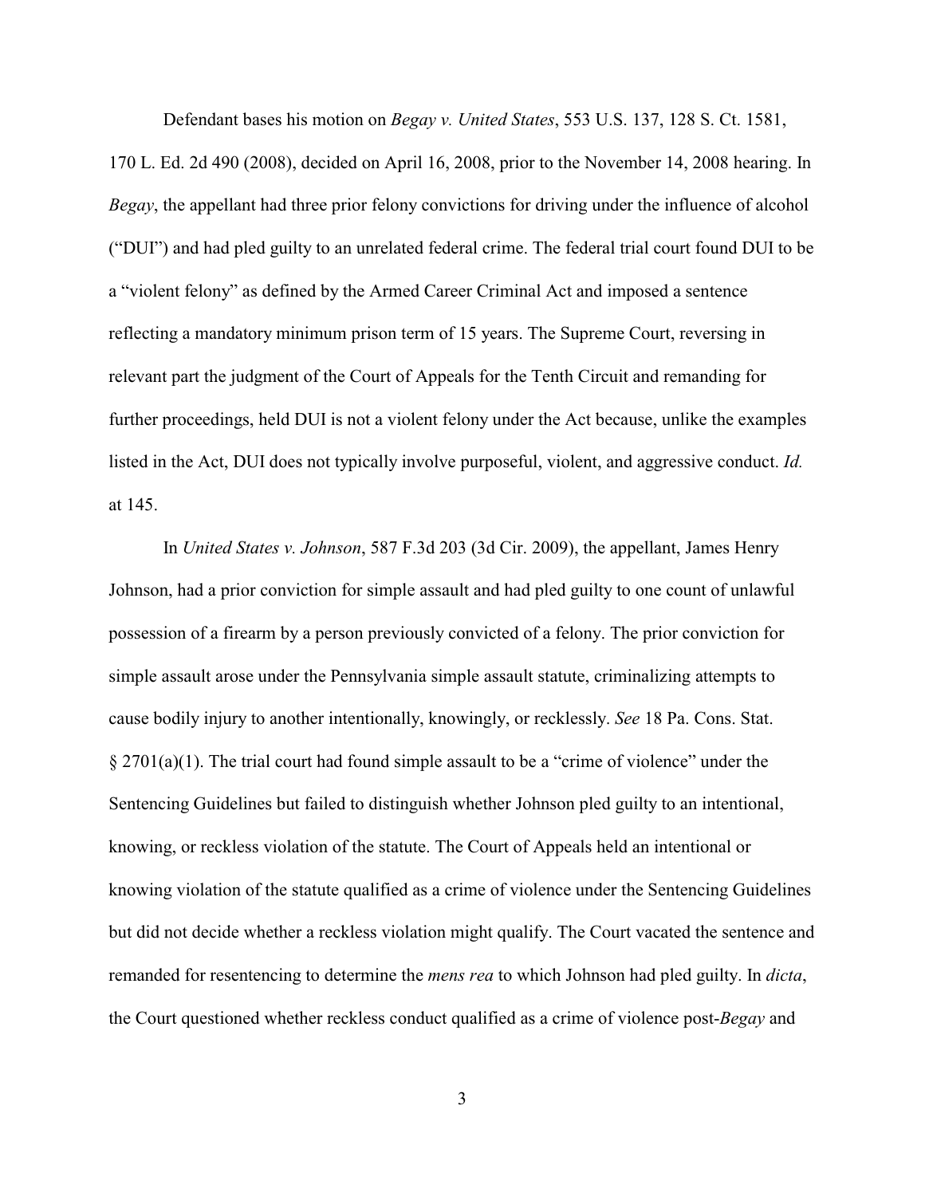Defendant bases his motion on *Begay v. United States*, 553 U.S. 137, 128 S. Ct. 1581, 170 L. Ed. 2d 490 (2008), decided on April 16, 2008, prior to the November 14, 2008 hearing. In *Begay*, the appellant had three prior felony convictions for driving under the influence of alcohol ("DUI") and had pled guilty to an unrelated federal crime. The federal trial court found DUI to be a "violent felony" as defined by the Armed Career Criminal Act and imposed a sentence reflecting a mandatory minimum prison term of 15 years. The Supreme Court, reversing in relevant part the judgment of the Court of Appeals for the Tenth Circuit and remanding for further proceedings, held DUI is not a violent felony under the Act because, unlike the examples listed in the Act, DUI does not typically involve purposeful, violent, and aggressive conduct. *Id.* at 145.

In *United States v. Johnson*, 587 F.3d 203 (3d Cir. 2009), the appellant, James Henry Johnson, had a prior conviction for simple assault and had pled guilty to one count of unlawful possession of a firearm by a person previously convicted of a felony. The prior conviction for simple assault arose under the Pennsylvania simple assault statute, criminalizing attempts to cause bodily injury to another intentionally, knowingly, or recklessly. *See* 18 Pa. Cons. Stat. § 2701(a)(1). The trial court had found simple assault to be a "crime of violence" under the Sentencing Guidelines but failed to distinguish whether Johnson pled guilty to an intentional, knowing, or reckless violation of the statute. The Court of Appeals held an intentional or knowing violation of the statute qualified as a crime of violence under the Sentencing Guidelines but did not decide whether a reckless violation might qualify. The Court vacated the sentence and remanded for resentencing to determine the *mens rea* to which Johnson had pled guilty. In *dicta*, the Court questioned whether reckless conduct qualified as a crime of violence post-*Begay* and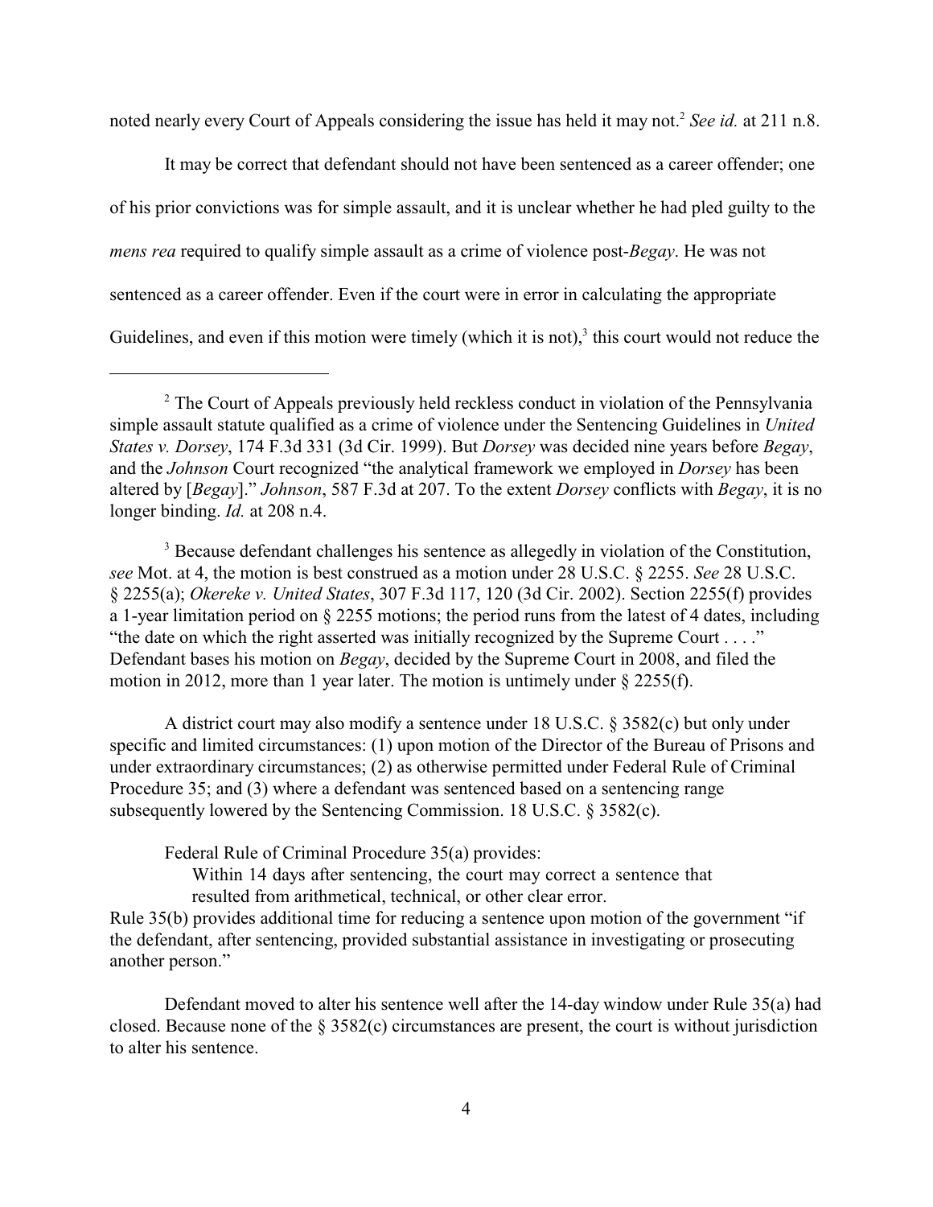noted nearly every Court of Appeals considering the issue has held it may not.[2] *See id.* at 211 n.8.

It may be correct that defendant should not have been sentenced as a career offender; one of his prior convictions was for simple assault, and it is unclear whether he had pled guilty to the *mens rea* required to qualify simple assault as a crime of violence post-*Begay*. He was not sentenced as a career offender. Even if the court were in error in calculating the appropriate Guidelines, and even if this motion were timely (which it is not),[3] this court would not reduce the

---

[2] The Court of Appeals previously held reckless conduct in violation of the Pennsylvania simple assault statute qualified as a crime of violence under the Sentencing Guidelines in *United States v. Dorsey*, 174 F.3d 331 (3d Cir. 1999). But *Dorsey* was decided nine years before *Begay*, and the *Johnson* Court recognized "the analytical framework we employed in *Dorsey* has been altered by [*Begay*]." *Johnson*, 587 F.3d at 207. To the extent *Dorsey* conflicts with *Begay*, it is no longer binding. *Id.* at 208 n.4.

[3] Because defendant challenges his sentence as allegedly in violation of the Constitution, *see* Mot. at 4, the motion is best construed as a motion under 28 U.S.C. § 2255. *See* 28 U.S.C. § 2255(a); *Okereke v. United States*, 307 F.3d 117, 120 (3d Cir. 2002). Section 2255(f) provides a 1-year limitation period on § 2255 motions; the period runs from the latest of 4 dates, including "the date on which the right asserted was initially recognized by the Supreme Court . . . ." Defendant bases his motion on *Begay*, decided by the Supreme Court in 2008, and filed the motion in 2012, more than 1 year later. The motion is untimely under § 2255(f).

A district court may also modify a sentence under 18 U.S.C. § 3582(c) but only under specific and limited circumstances: (1) upon motion of the Director of the Bureau of Prisons and under extraordinary circumstances; (2) as otherwise permitted under Federal Rule of Criminal Procedure 35; and (3) where a defendant was sentenced based on a sentencing range subsequently lowered by the Sentencing Commission. 18 U.S.C. § 3582(c).

Federal Rule of Criminal Procedure 35(a) provides:

> Within 14 days after sentencing, the court may correct a sentence that resulted from arithmetical, technical, or other clear error.

Rule 35(b) provides additional time for reducing a sentence upon motion of the government "if the defendant, after sentencing, provided substantial assistance in investigating or prosecuting another person."

Defendant moved to alter his sentence well after the 14-day window under Rule 35(a) had closed. Because none of the § 3582(c) circumstances are present, the court is without jurisdiction to alter his sentence.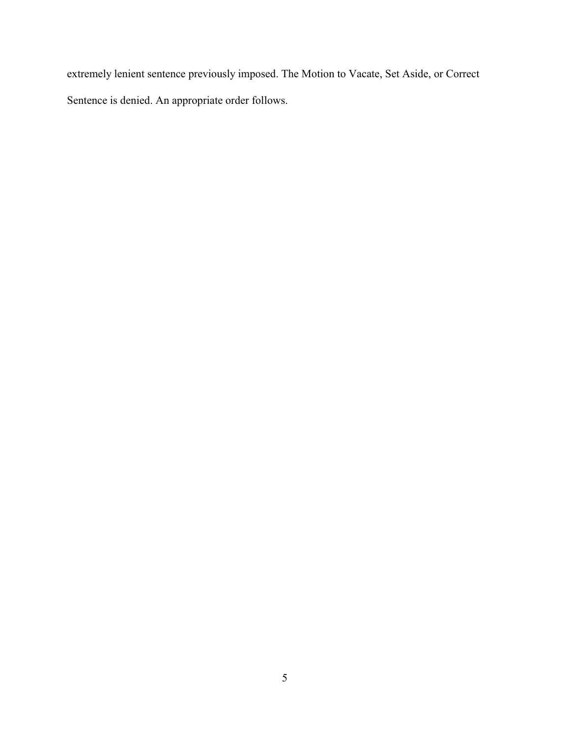extremely lenient sentence previously imposed. The Motion to Vacate, Set Aside, or Correct Sentence is denied. An appropriate order follows.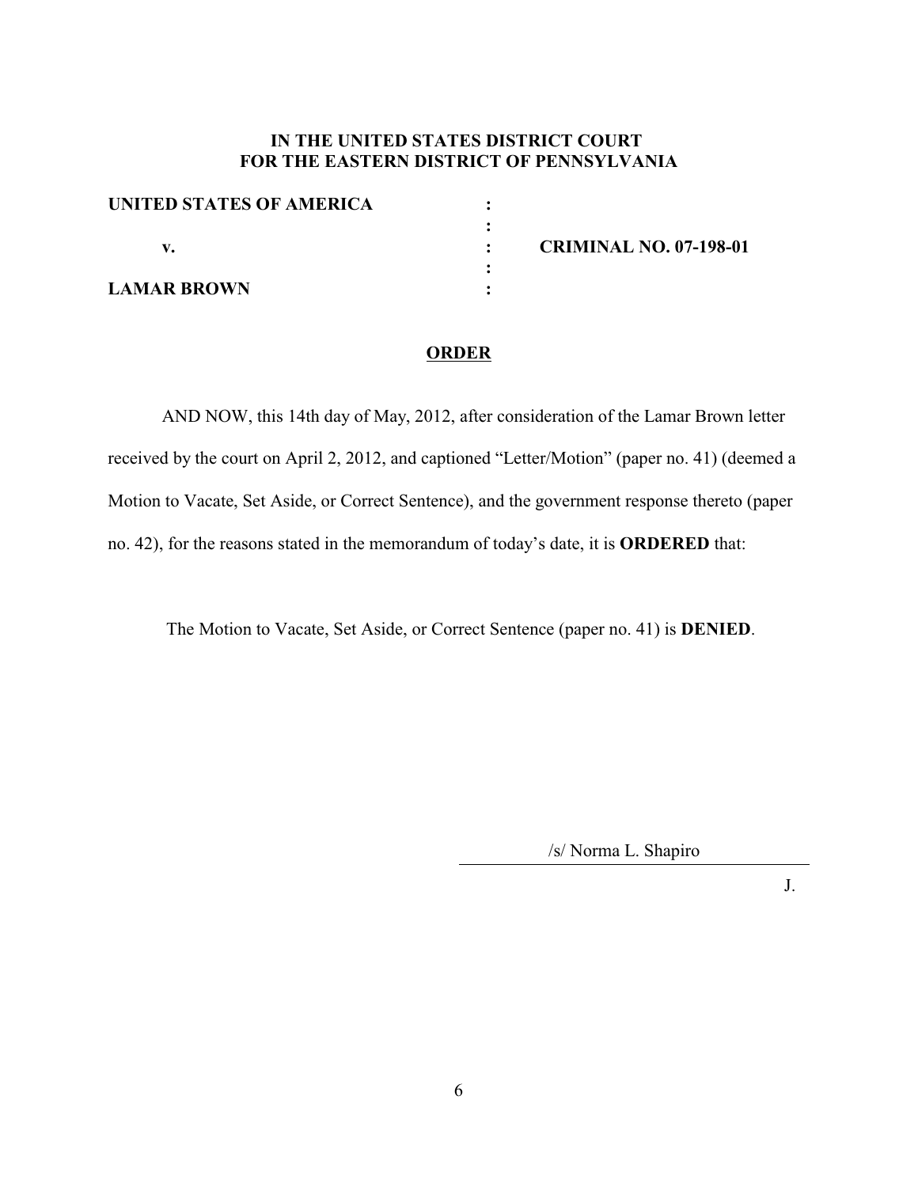**IN THE UNITED STATES DISTRICT COURT**
**FOR THE EASTERN DISTRICT OF PENNSYLVANIA**

| | | |
|---|---|---|
| **UNITED STATES OF AMERICA** | : | |
| | : | |
| **v.** | : | **CRIMINAL NO. 07-198-01** |
| | : | |
| **LAMAR BROWN** | : | |

**ORDER**

AND NOW, this 14th day of May, 2012, after consideration of the Lamar Brown letter received by the court on April 2, 2012, and captioned "Letter/Motion" (paper no. 41) (deemed a Motion to Vacate, Set Aside, or Correct Sentence), and the government response thereto (paper no. 42), for the reasons stated in the memorandum of today's date, it is **ORDERED** that:

The Motion to Vacate, Set Aside, or Correct Sentence (paper no. 41) is **DENIED**.

/s/ Norma L. Shapiro

J.